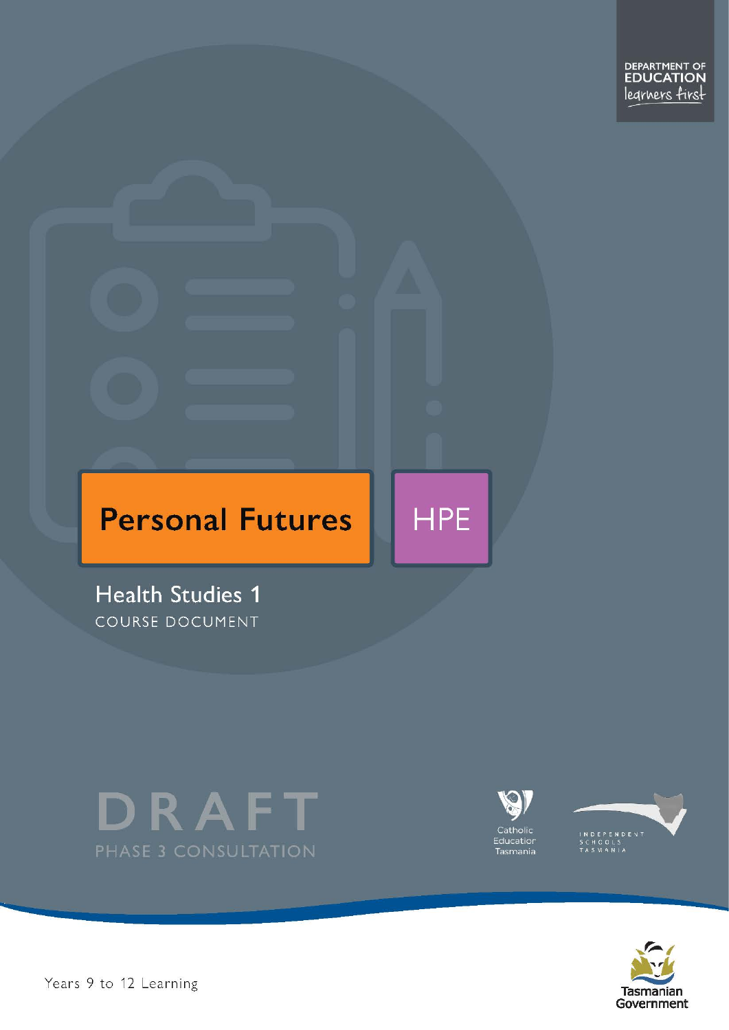DEPARTMENT OF EDUCATION
learners first

# Personal Futures

HPE

## Health Studies 1

COURSE DOCUMENT

DRAFT

PHASE 3 CONSULTATION

Catholic Education Tasmania

INDEPENDENT SCHOOLS TASMANIA

Years 9 to 12 Learning

Tasmanian Government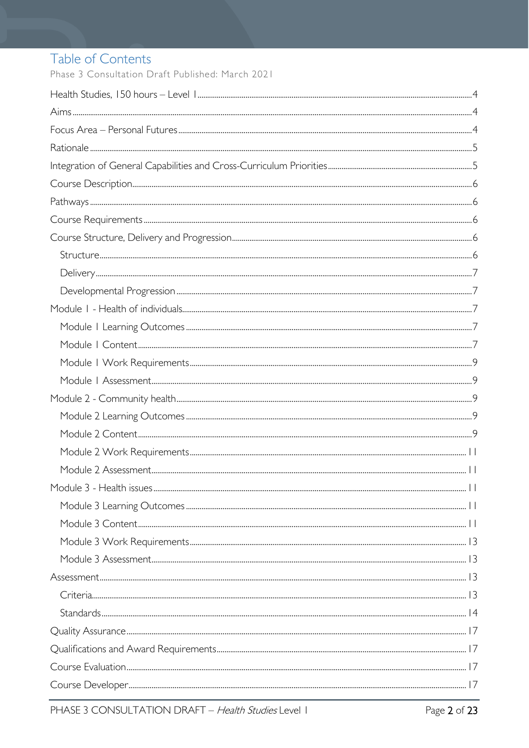# Table of Contents

Phase 3 Consultation Draft Published: March 2021

Health Studies, 150 hours – Level 1 .... 4
Aims .... 4
Focus Area – Personal Futures .... 4
Rationale .... 5
Integration of General Capabilities and Cross-Curriculum Priorities .... 5
Course Description .... 6
Pathways .... 6
Course Requirements .... 6
Course Structure, Delivery and Progression .... 6
- Structure .... 6
- Delivery .... 7
- Developmental Progression .... 7

Module 1 - Health of individuals .... 7
- Module 1 Learning Outcomes .... 7
- Module 1 Content .... 7
- Module 1 Work Requirements .... 9
- Module 1 Assessment .... 9

Module 2 - Community health .... 9
- Module 2 Learning Outcomes .... 9
- Module 2 Content .... 9
- Module 2 Work Requirements .... 11
- Module 2 Assessment .... 11

Module 3 - Health issues .... 11
- Module 3 Learning Outcomes .... 11
- Module 3 Content .... 11
- Module 3 Work Requirements .... 13
- Module 3 Assessment .... 13

Assessment .... 13
- Criteria .... 13
- Standards .... 14

Quality Assurance .... 17
Qualifications and Award Requirements .... 17
Course Evaluation .... 17
Course Developer .... 17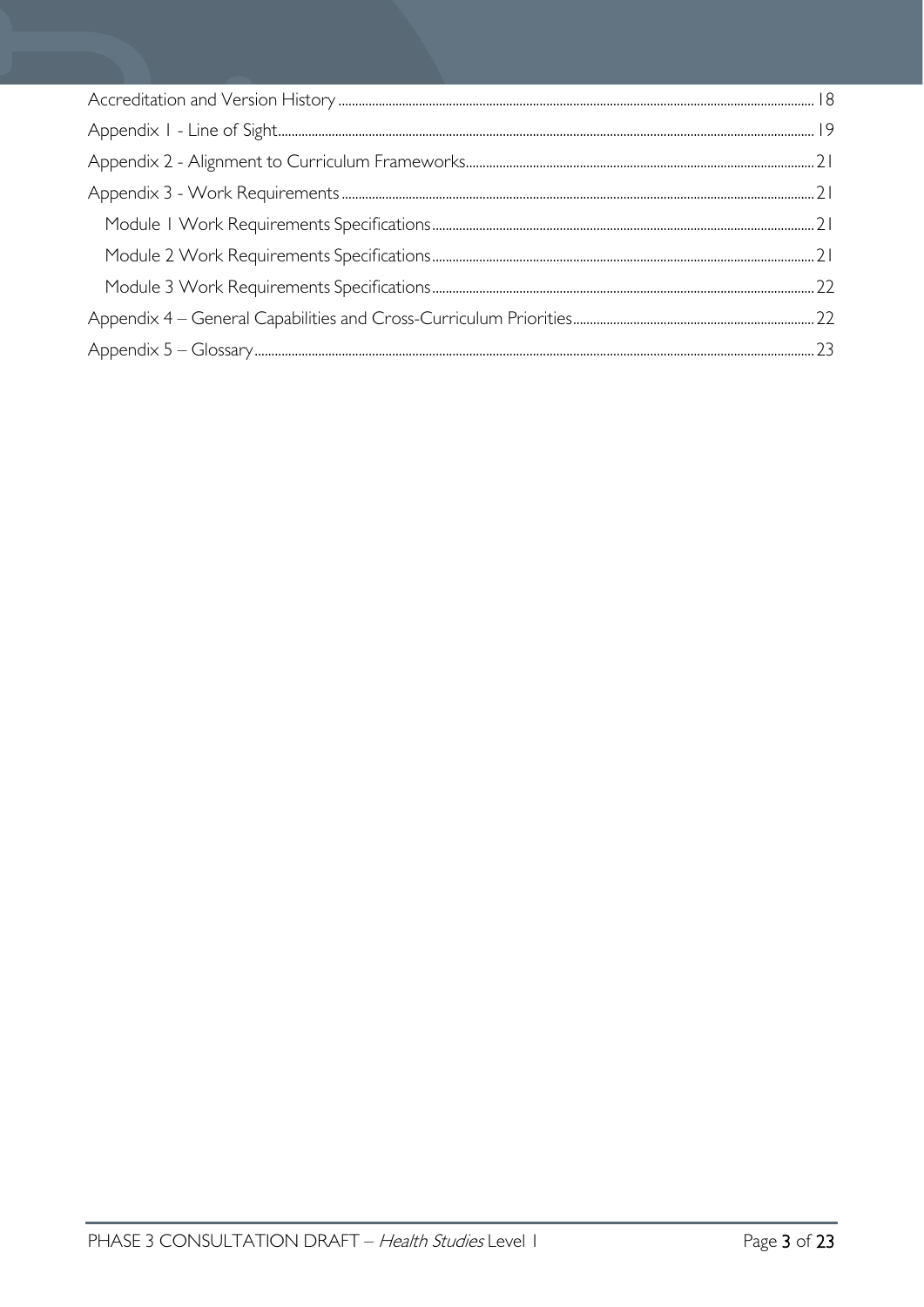Accreditation and Version History ............ 18

Appendix 1 - Line of Sight ............ 19

Appendix 2 - Alignment to Curriculum Frameworks ............ 21

Appendix 3 - Work Requirements ............ 21

  Module 1 Work Requirements Specifications ............ 21

  Module 2 Work Requirements Specifications ............ 21

  Module 3 Work Requirements Specifications ............ 22

Appendix 4 – General Capabilities and Cross-Curriculum Priorities ............ 22

Appendix 5 – Glossary ............ 23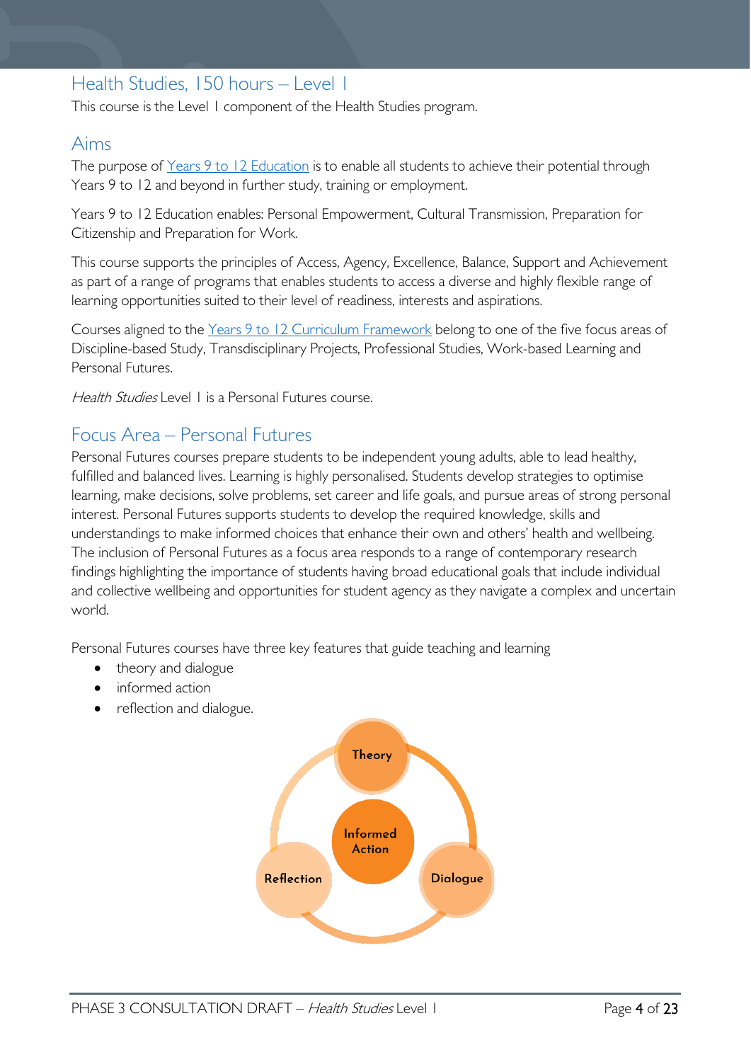## Health Studies, 150 hours – Level 1

This course is the Level 1 component of the Health Studies program.

## Aims

The purpose of Years 9 to 12 Education is to enable all students to achieve their potential through Years 9 to 12 and beyond in further study, training or employment.

Years 9 to 12 Education enables: Personal Empowerment, Cultural Transmission, Preparation for Citizenship and Preparation for Work.

This course supports the principles of Access, Agency, Excellence, Balance, Support and Achievement as part of a range of programs that enables students to access a diverse and highly flexible range of learning opportunities suited to their level of readiness, interests and aspirations.

Courses aligned to the Years 9 to 12 Curriculum Framework belong to one of the five focus areas of Discipline-based Study, Transdisciplinary Projects, Professional Studies, Work-based Learning and Personal Futures.

*Health Studies* Level 1 is a Personal Futures course.

## Focus Area – Personal Futures

Personal Futures courses prepare students to be independent young adults, able to lead healthy, fulfilled and balanced lives. Learning is highly personalised. Students develop strategies to optimise learning, make decisions, solve problems, set career and life goals, and pursue areas of strong personal interest. Personal Futures supports students to develop the required knowledge, skills and understandings to make informed choices that enhance their own and others' health and wellbeing. The inclusion of Personal Futures as a focus area responds to a range of contemporary research findings highlighting the importance of students having broad educational goals that include individual and collective wellbeing and opportunities for student agency as they navigate a complex and uncertain world.

Personal Futures courses have three key features that guide teaching and learning

- theory and dialogue
- informed action
- reflection and dialogue.

Theory

Informed Action

Reflection

Dialogue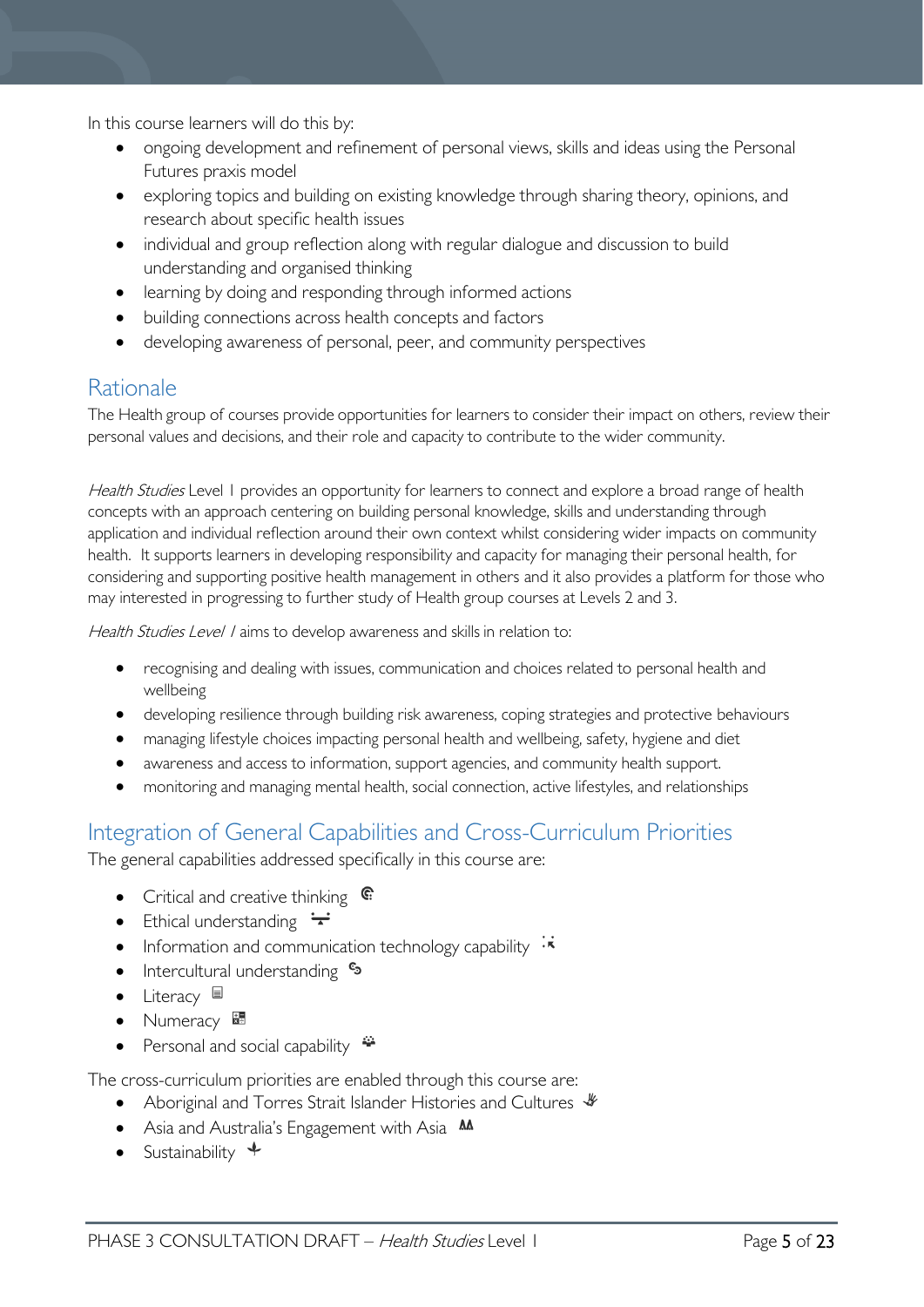In this course learners will do this by:

- ongoing development and refinement of personal views, skills and ideas using the Personal Futures praxis model
- exploring topics and building on existing knowledge through sharing theory, opinions, and research about specific health issues
- individual and group reflection along with regular dialogue and discussion to build understanding and organised thinking
- learning by doing and responding through informed actions
- building connections across health concepts and factors
- developing awareness of personal, peer, and community perspectives

## Rationale

The Health group of courses provide opportunities for learners to consider their impact on others, review their personal values and decisions, and their role and capacity to contribute to the wider community.

*Health Studies* Level 1 provides an opportunity for learners to connect and explore a broad range of health concepts with an approach centering on building personal knowledge, skills and understanding through application and individual reflection around their own context whilst considering wider impacts on community health. It supports learners in developing responsibility and capacity for managing their personal health, for considering and supporting positive health management in others and it also provides a platform for those who may interested in progressing to further study of Health group courses at Levels 2 and 3.

*Health Studies Level 1* aims to develop awareness and skills in relation to:

- recognising and dealing with issues, communication and choices related to personal health and wellbeing
- developing resilience through building risk awareness, coping strategies and protective behaviours
- managing lifestyle choices impacting personal health and wellbeing, safety, hygiene and diet
- awareness and access to information, support agencies, and community health support.
- monitoring and managing mental health, social connection, active lifestyles, and relationships

## Integration of General Capabilities and Cross-Curriculum Priorities

The general capabilities addressed specifically in this course are:

- Critical and creative thinking
- Ethical understanding
- Information and communication technology capability
- Intercultural understanding
- Literacy
- Numeracy
- Personal and social capability

The cross-curriculum priorities are enabled through this course are:

- Aboriginal and Torres Strait Islander Histories and Cultures
- Asia and Australia's Engagement with Asia
- Sustainability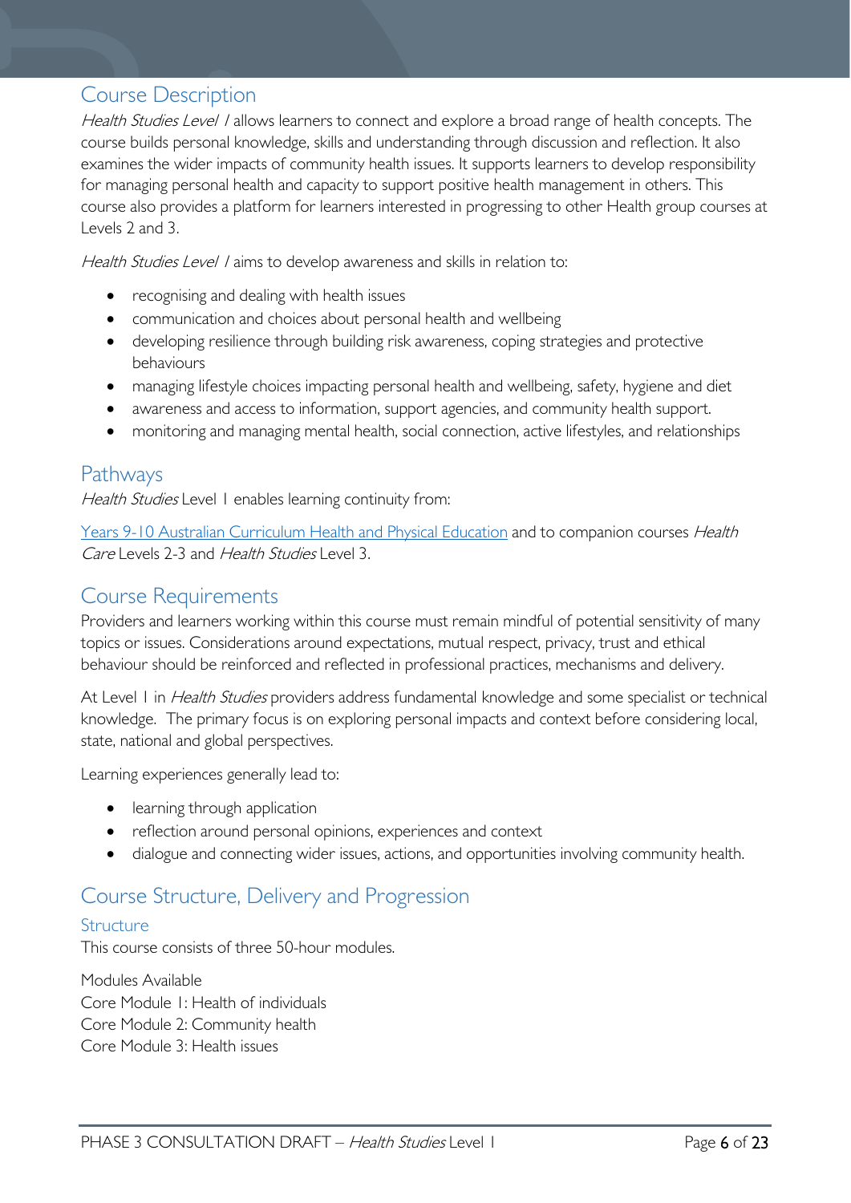## Course Description

*Health Studies Level 1* allows learners to connect and explore a broad range of health concepts. The course builds personal knowledge, skills and understanding through discussion and reflection. It also examines the wider impacts of community health issues. It supports learners to develop responsibility for managing personal health and capacity to support positive health management in others. This course also provides a platform for learners interested in progressing to other Health group courses at Levels 2 and 3.

*Health Studies Level 1* aims to develop awareness and skills in relation to:

- recognising and dealing with health issues
- communication and choices about personal health and wellbeing
- developing resilience through building risk awareness, coping strategies and protective behaviours
- managing lifestyle choices impacting personal health and wellbeing, safety, hygiene and diet
- awareness and access to information, support agencies, and community health support.
- monitoring and managing mental health, social connection, active lifestyles, and relationships

## Pathways

*Health Studies* Level 1 enables learning continuity from:

Years 9-10 Australian Curriculum Health and Physical Education and to companion courses *Health Care* Levels 2-3 and *Health Studies* Level 3.

## Course Requirements

Providers and learners working within this course must remain mindful of potential sensitivity of many topics or issues. Considerations around expectations, mutual respect, privacy, trust and ethical behaviour should be reinforced and reflected in professional practices, mechanisms and delivery.

At Level 1 in *Health Studies* providers address fundamental knowledge and some specialist or technical knowledge. The primary focus is on exploring personal impacts and context before considering local, state, national and global perspectives.

Learning experiences generally lead to:

- learning through application
- reflection around personal opinions, experiences and context
- dialogue and connecting wider issues, actions, and opportunities involving community health.

## Course Structure, Delivery and Progression

### Structure

This course consists of three 50-hour modules.

Modules Available
Core Module 1: Health of individuals
Core Module 2: Community health
Core Module 3: Health issues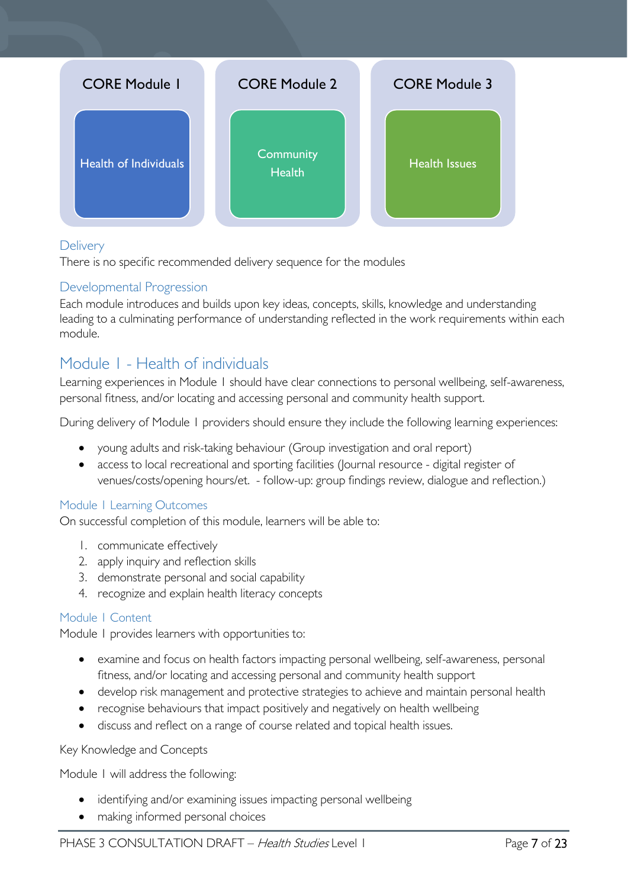| CORE Module 1 | CORE Module 2 | CORE Module 3 |
| --- | --- | --- |
| Health of Individuals | Community Health | Health Issues |

### Delivery

There is no specific recommended delivery sequence for the modules

### Developmental Progression

Each module introduces and builds upon key ideas, concepts, skills, knowledge and understanding leading to a culminating performance of understanding reflected in the work requirements within each module.

## Module 1 - Health of individuals

Learning experiences in Module 1 should have clear connections to personal wellbeing, self-awareness, personal fitness, and/or locating and accessing personal and community health support.

During delivery of Module 1 providers should ensure they include the following learning experiences:

- young adults and risk-taking behaviour (Group investigation and oral report)
- access to local recreational and sporting facilities (Journal resource - digital register of venues/costs/opening hours/et.  - follow-up: group findings review, dialogue and reflection.)

### Module 1 Learning Outcomes

On successful completion of this module, learners will be able to:

1. communicate effectively
2. apply inquiry and reflection skills
3. demonstrate personal and social capability
4. recognize and explain health literacy concepts

### Module 1 Content

Module 1 provides learners with opportunities to:

- examine and focus on health factors impacting personal wellbeing, self-awareness, personal fitness, and/or locating and accessing personal and community health support
- develop risk management and protective strategies to achieve and maintain personal health
- recognise behaviours that impact positively and negatively on health wellbeing
- discuss and reflect on a range of course related and topical health issues.

Key Knowledge and Concepts

Module 1 will address the following:

- identifying and/or examining issues impacting personal wellbeing
- making informed personal choices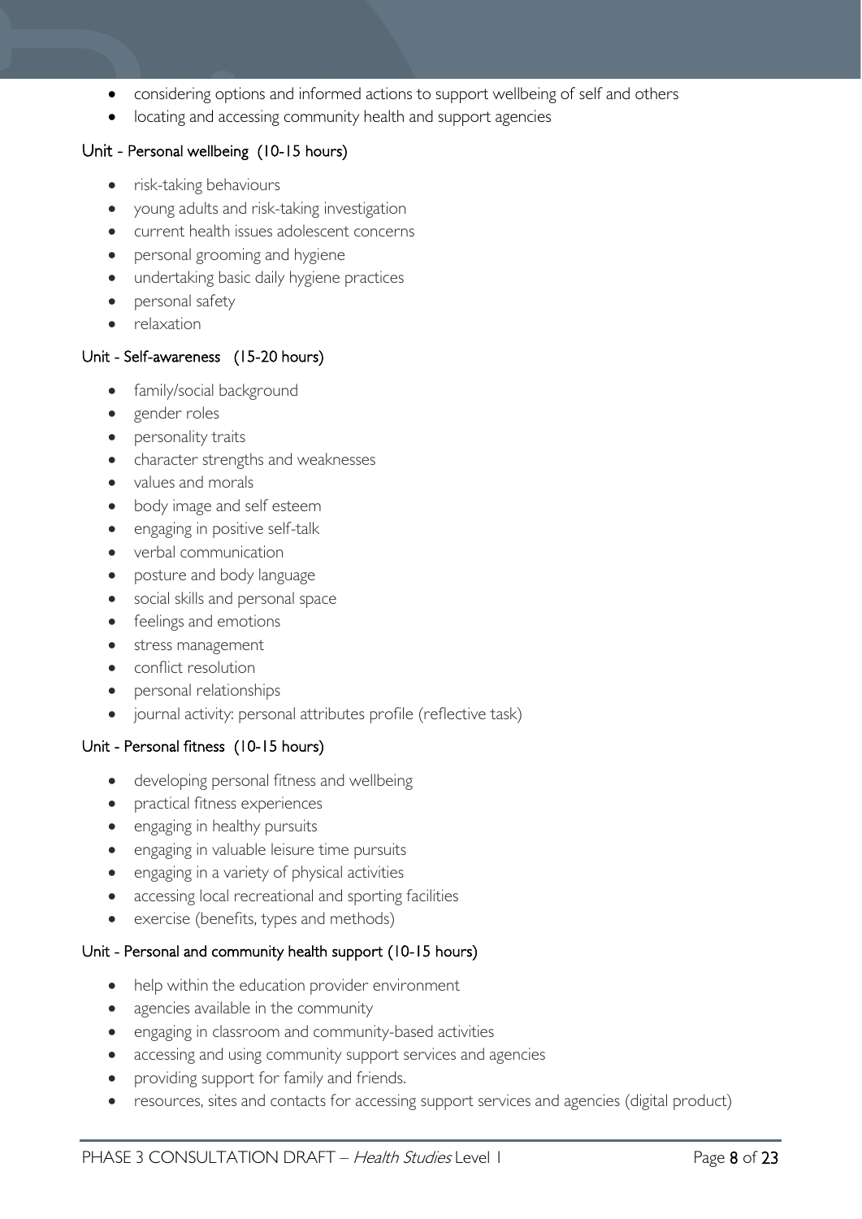- considering options and informed actions to support wellbeing of self and others
- locating and accessing community health and support agencies

### Unit - Personal wellbeing (10-15 hours)

- risk-taking behaviours
- young adults and risk-taking investigation
- current health issues adolescent concerns
- personal grooming and hygiene
- undertaking basic daily hygiene practices
- personal safety
- relaxation

### Unit - Self-awareness (15-20 hours)

- family/social background
- gender roles
- personality traits
- character strengths and weaknesses
- values and morals
- body image and self esteem
- engaging in positive self-talk
- verbal communication
- posture and body language
- social skills and personal space
- feelings and emotions
- stress management
- conflict resolution
- personal relationships
- journal activity: personal attributes profile (reflective task)

### Unit - Personal fitness (10-15 hours)

- developing personal fitness and wellbeing
- practical fitness experiences
- engaging in healthy pursuits
- engaging in valuable leisure time pursuits
- engaging in a variety of physical activities
- accessing local recreational and sporting facilities
- exercise (benefits, types and methods)

### Unit - Personal and community health support (10-15 hours)

- help within the education provider environment
- agencies available in the community
- engaging in classroom and community-based activities
- accessing and using community support services and agencies
- providing support for family and friends.
- resources, sites and contacts for accessing support services and agencies (digital product)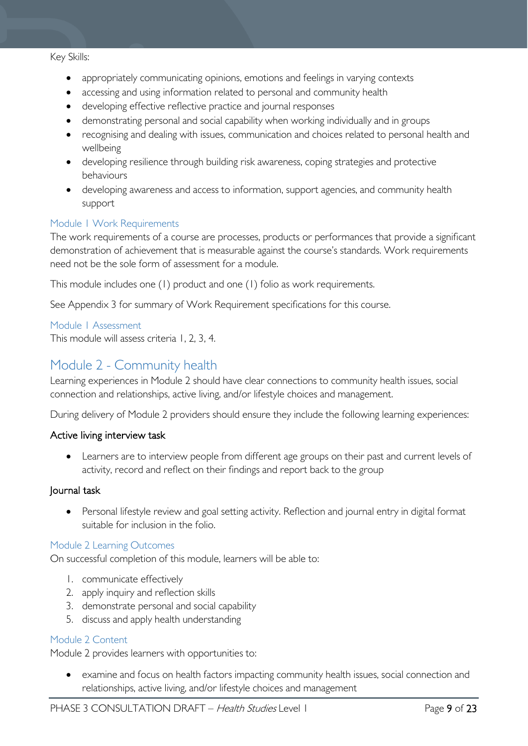Key Skills:

- appropriately communicating opinions, emotions and feelings in varying contexts
- accessing and using information related to personal and community health
- developing effective reflective practice and journal responses
- demonstrating personal and social capability when working individually and in groups
- recognising and dealing with issues, communication and choices related to personal health and wellbeing
- developing resilience through building risk awareness, coping strategies and protective behaviours
- developing awareness and access to information, support agencies, and community health support

### Module 1 Work Requirements

The work requirements of a course are processes, products or performances that provide a significant demonstration of achievement that is measurable against the course's standards. Work requirements need not be the sole form of assessment for a module.

This module includes one (1) product and one (1) folio as work requirements.

See Appendix 3 for summary of Work Requirement specifications for this course.

### Module 1 Assessment

This module will assess criteria 1, 2, 3, 4.

## Module 2 - Community health

Learning experiences in Module 2 should have clear connections to community health issues, social connection and relationships, active living, and/or lifestyle choices and management.

During delivery of Module 2 providers should ensure they include the following learning experiences:

#### Active living interview task

- Learners are to interview people from different age groups on their past and current levels of activity, record and reflect on their findings and report back to the group

#### Journal task

- Personal lifestyle review and goal setting activity. Reflection and journal entry in digital format suitable for inclusion in the folio.

### Module 2 Learning Outcomes

On successful completion of this module, learners will be able to:

1. communicate effectively
2. apply inquiry and reflection skills
3. demonstrate personal and social capability
5. discuss and apply health understanding

### Module 2 Content

Module 2 provides learners with opportunities to:

- examine and focus on health factors impacting community health issues, social connection and relationships, active living, and/or lifestyle choices and management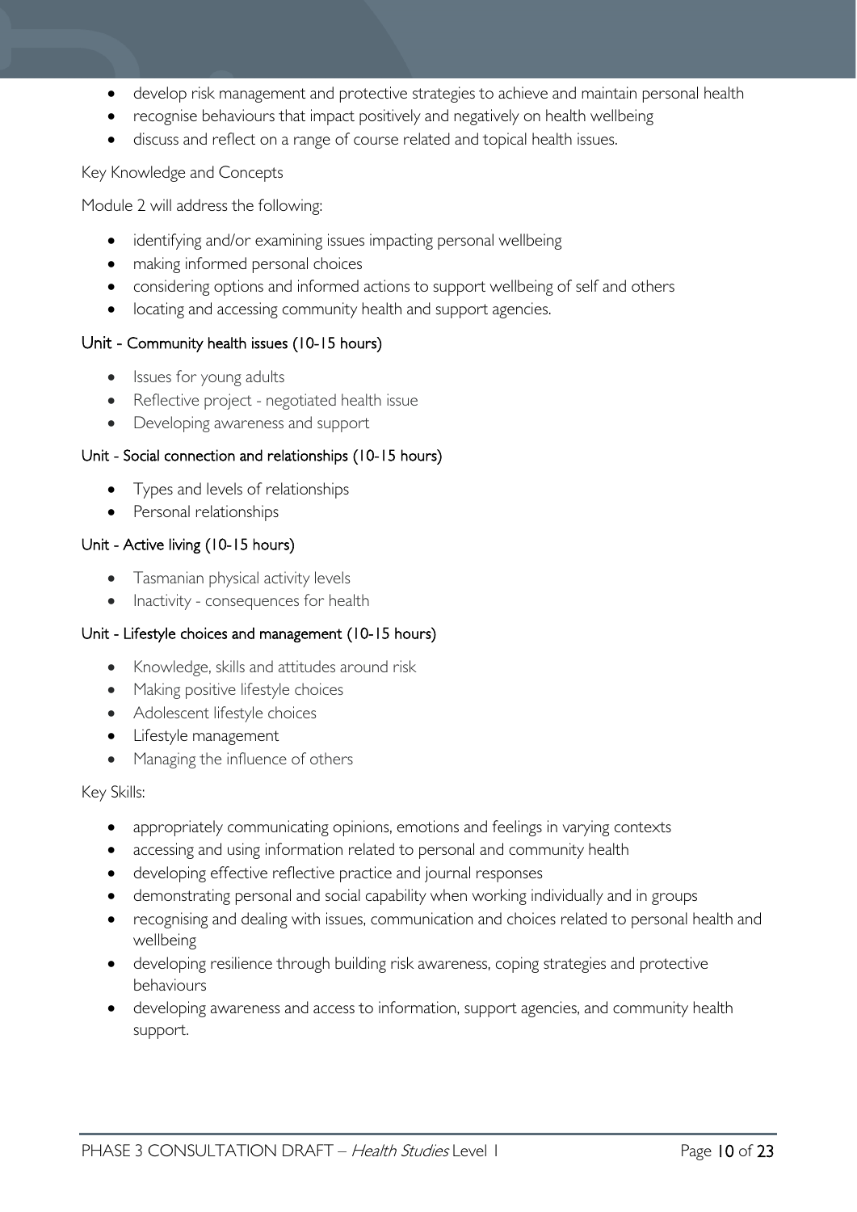- develop risk management and protective strategies to achieve and maintain personal health
- recognise behaviours that impact positively and negatively on health wellbeing
- discuss and reflect on a range of course related and topical health issues.

Key Knowledge and Concepts

Module 2 will address the following:

- identifying and/or examining issues impacting personal wellbeing
- making informed personal choices
- considering options and informed actions to support wellbeing of self and others
- locating and accessing community health and support agencies.

### Unit - Community health issues (10-15 hours)

- Issues for young adults
- Reflective project - negotiated health issue
- Developing awareness and support

### Unit - Social connection and relationships (10-15 hours)

- Types and levels of relationships
- Personal relationships

### Unit - Active living (10-15 hours)

- Tasmanian physical activity levels
- Inactivity - consequences for health

### Unit - Lifestyle choices and management (10-15 hours)

- Knowledge, skills and attitudes around risk
- Making positive lifestyle choices
- Adolescent lifestyle choices
- Lifestyle management
- Managing the influence of others

Key Skills:

- appropriately communicating opinions, emotions and feelings in varying contexts
- accessing and using information related to personal and community health
- developing effective reflective practice and journal responses
- demonstrating personal and social capability when working individually and in groups
- recognising and dealing with issues, communication and choices related to personal health and wellbeing
- developing resilience through building risk awareness, coping strategies and protective behaviours
- developing awareness and access to information, support agencies, and community health support.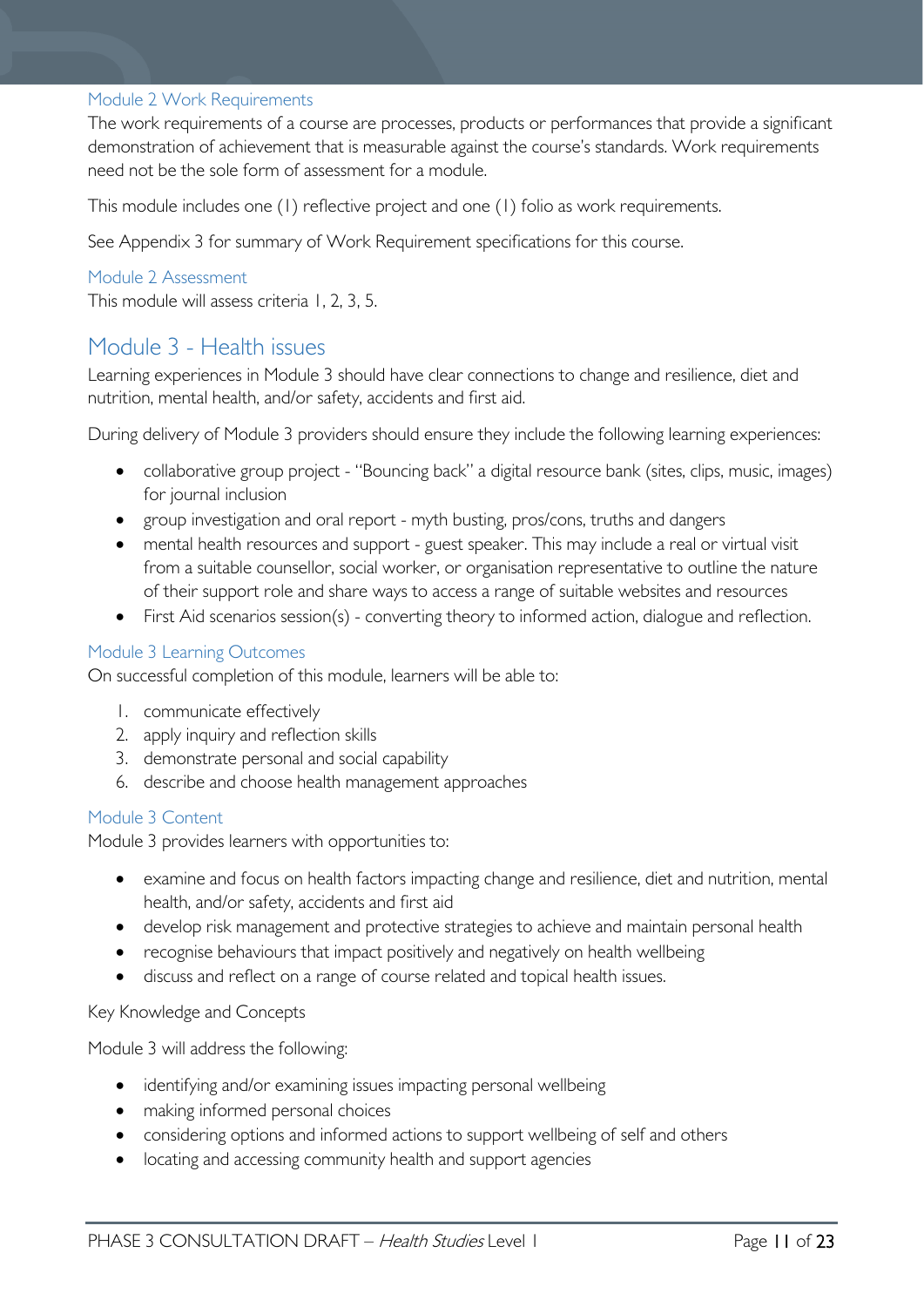### Module 2 Work Requirements

The work requirements of a course are processes, products or performances that provide a significant demonstration of achievement that is measurable against the course's standards. Work requirements need not be the sole form of assessment for a module.

This module includes one (1) reflective project and one (1) folio as work requirements.

See Appendix 3 for summary of Work Requirement specifications for this course.

### Module 2 Assessment

This module will assess criteria 1, 2, 3, 5.

## Module 3 - Health issues

Learning experiences in Module 3 should have clear connections to change and resilience, diet and nutrition, mental health, and/or safety, accidents and first aid.

During delivery of Module 3 providers should ensure they include the following learning experiences:

- collaborative group project - "Bouncing back" a digital resource bank (sites, clips, music, images) for journal inclusion
- group investigation and oral report - myth busting, pros/cons, truths and dangers
- mental health resources and support - guest speaker. This may include a real or virtual visit from a suitable counsellor, social worker, or organisation representative to outline the nature of their support role and share ways to access a range of suitable websites and resources
- First Aid scenarios session(s) - converting theory to informed action, dialogue and reflection.

### Module 3 Learning Outcomes

On successful completion of this module, learners will be able to:

1. communicate effectively
2. apply inquiry and reflection skills
3. demonstrate personal and social capability
6. describe and choose health management approaches

### Module 3 Content

Module 3 provides learners with opportunities to:

- examine and focus on health factors impacting change and resilience, diet and nutrition, mental health, and/or safety, accidents and first aid
- develop risk management and protective strategies to achieve and maintain personal health
- recognise behaviours that impact positively and negatively on health wellbeing
- discuss and reflect on a range of course related and topical health issues.

Key Knowledge and Concepts

Module 3 will address the following:

- identifying and/or examining issues impacting personal wellbeing
- making informed personal choices
- considering options and informed actions to support wellbeing of self and others
- locating and accessing community health and support agencies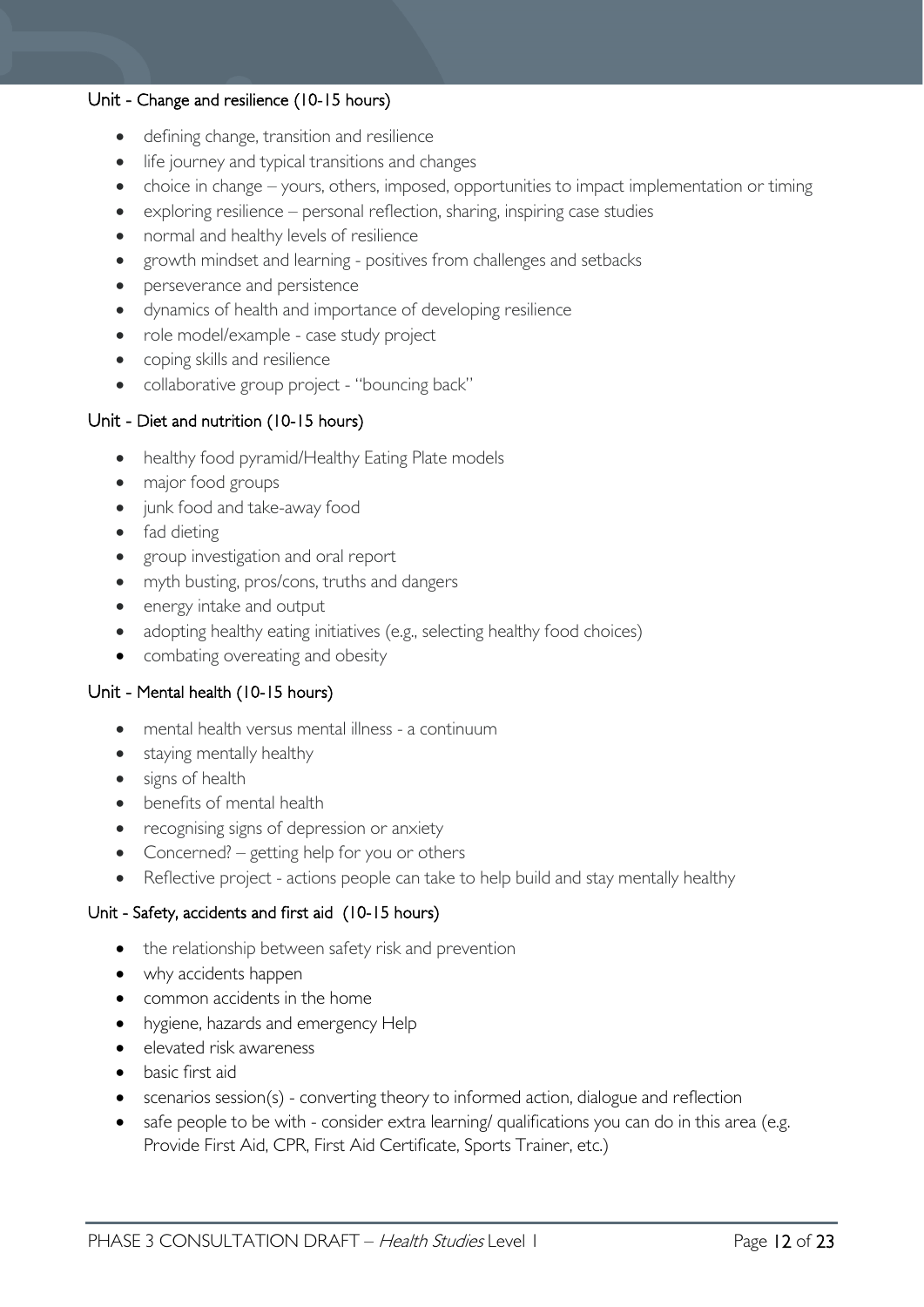### Unit - Change and resilience (10-15 hours)

- defining change, transition and resilience
- life journey and typical transitions and changes
- choice in change – yours, others, imposed, opportunities to impact implementation or timing
- exploring resilience – personal reflection, sharing, inspiring case studies
- normal and healthy levels of resilience
- growth mindset and learning - positives from challenges and setbacks
- perseverance and persistence
- dynamics of health and importance of developing resilience
- role model/example - case study project
- coping skills and resilience
- collaborative group project - "bouncing back"

### Unit - Diet and nutrition (10-15 hours)

- healthy food pyramid/Healthy Eating Plate models
- major food groups
- junk food and take-away food
- fad dieting
- group investigation and oral report
- myth busting, pros/cons, truths and dangers
- energy intake and output
- adopting healthy eating initiatives (e.g., selecting healthy food choices)
- combating overeating and obesity

### Unit - Mental health (10-15 hours)

- mental health versus mental illness - a continuum
- staying mentally healthy
- signs of health
- benefits of mental health
- recognising signs of depression or anxiety
- Concerned? – getting help for you or others
- Reflective project - actions people can take to help build and stay mentally healthy

### Unit - Safety, accidents and first aid (10-15 hours)

- the relationship between safety risk and prevention
- why accidents happen
- common accidents in the home
- hygiene, hazards and emergency Help
- elevated risk awareness
- basic first aid
- scenarios session(s) - converting theory to informed action, dialogue and reflection
- safe people to be with - consider extra learning/ qualifications you can do in this area (e.g. Provide First Aid, CPR, First Aid Certificate, Sports Trainer, etc.)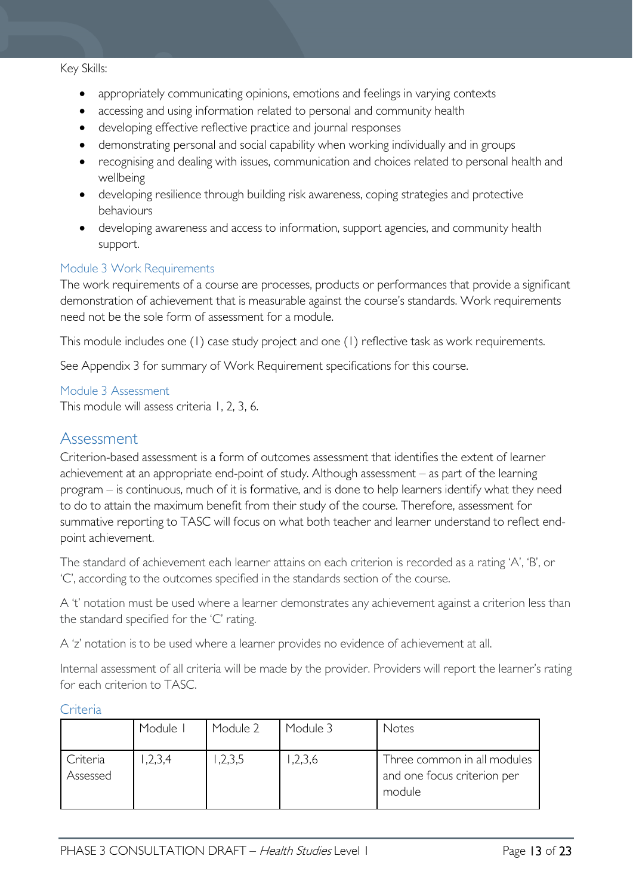Key Skills:

- appropriately communicating opinions, emotions and feelings in varying contexts
- accessing and using information related to personal and community health
- developing effective reflective practice and journal responses
- demonstrating personal and social capability when working individually and in groups
- recognising and dealing with issues, communication and choices related to personal health and wellbeing
- developing resilience through building risk awareness, coping strategies and protective behaviours
- developing awareness and access to information, support agencies, and community health support.

### Module 3 Work Requirements

The work requirements of a course are processes, products or performances that provide a significant demonstration of achievement that is measurable against the course's standards. Work requirements need not be the sole form of assessment for a module.

This module includes one (1) case study project and one (1) reflective task as work requirements.

See Appendix 3 for summary of Work Requirement specifications for this course.

### Module 3 Assessment

This module will assess criteria 1, 2, 3, 6.

## Assessment

Criterion-based assessment is a form of outcomes assessment that identifies the extent of learner achievement at an appropriate end-point of study. Although assessment – as part of the learning program – is continuous, much of it is formative, and is done to help learners identify what they need to do to attain the maximum benefit from their study of the course. Therefore, assessment for summative reporting to TASC will focus on what both teacher and learner understand to reflect end-point achievement.

The standard of achievement each learner attains on each criterion is recorded as a rating 'A', 'B', or 'C', according to the outcomes specified in the standards section of the course.

A 't' notation must be used where a learner demonstrates any achievement against a criterion less than the standard specified for the 'C' rating.

A 'z' notation is to be used where a learner provides no evidence of achievement at all.

Internal assessment of all criteria will be made by the provider. Providers will report the learner's rating for each criterion to TASC.

### Criteria

| | Module 1 | Module 2 | Module 3 | Notes |
|---|---|---|---|---|
| Criteria Assessed | 1,2,3,4 | 1,2,3,5 | 1,2,3,6 | Three common in all modules and one focus criterion per module |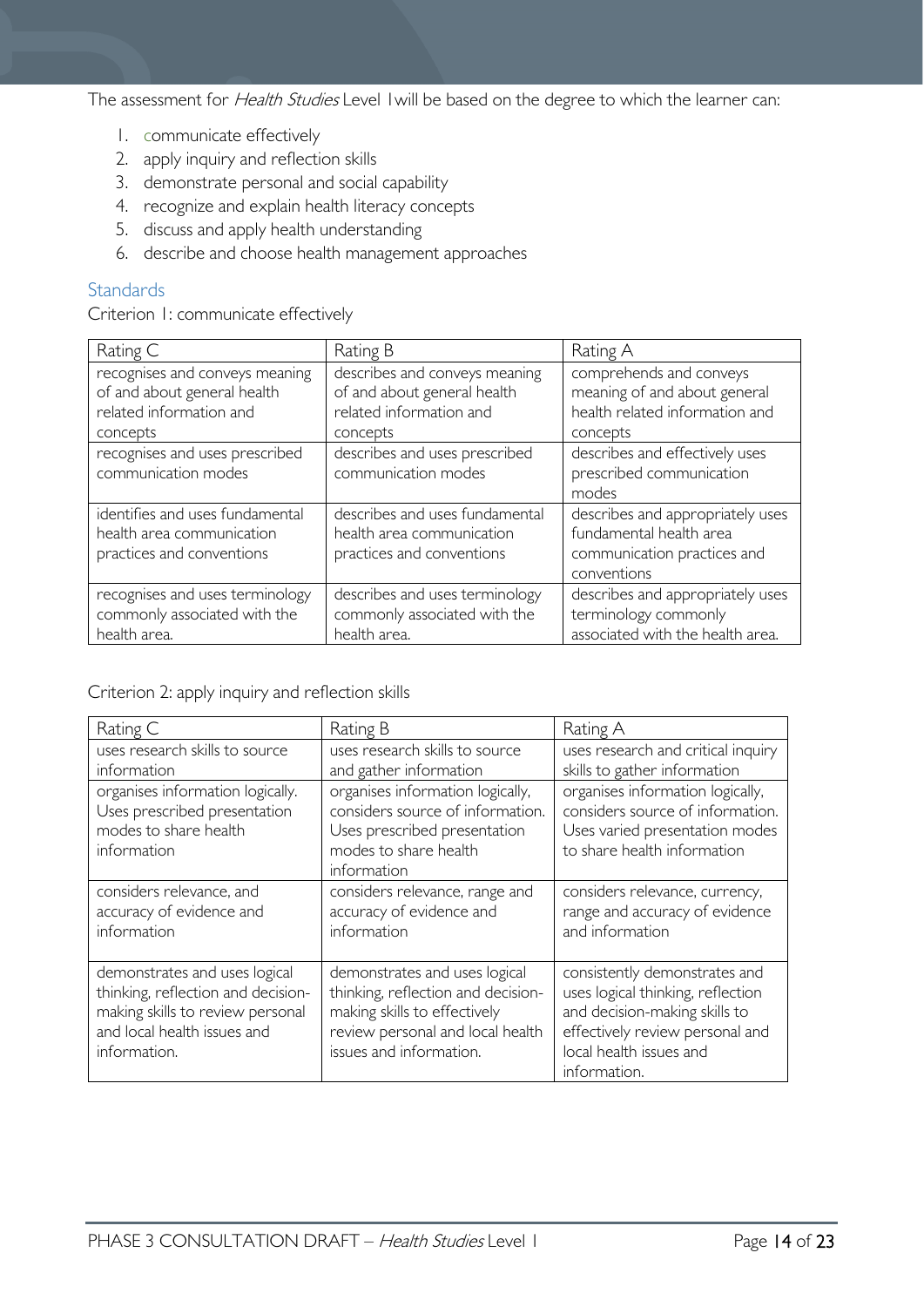The assessment for *Health Studies* Level 1will be based on the degree to which the learner can:

1. communicate effectively
2. apply inquiry and reflection skills
3. demonstrate personal and social capability
4. recognize and explain health literacy concepts
5. discuss and apply health understanding
6. describe and choose health management approaches

## Standards

Criterion 1: communicate effectively

| Rating C | Rating B | Rating A |
|---|---|---|
| recognises and conveys meaning of and about general health related information and concepts | describes and conveys meaning of and about general health related information and concepts | comprehends and conveys meaning of and about general health related information and concepts |
| recognises and uses prescribed communication modes | describes and uses prescribed communication modes | describes and effectively uses prescribed communication modes |
| identifies and uses fundamental health area communication practices and conventions | describes and uses fundamental health area communication practices and conventions | describes and appropriately uses fundamental health area communication practices and conventions |
| recognises and uses terminology commonly associated with the health area. | describes and uses terminology commonly associated with the health area. | describes and appropriately uses terminology commonly associated with the health area. |

Criterion 2: apply inquiry and reflection skills

| Rating C | Rating B | Rating A |
|---|---|---|
| uses research skills to source information | uses research skills to source and gather information | uses research and critical inquiry skills to gather information |
| organises information logically. Uses prescribed presentation modes to share health information | organises information logically, considers source of information. Uses prescribed presentation modes to share health information | organises information logically, considers source of information. Uses varied presentation modes to share health information |
| considers relevance, and accuracy of evidence and information | considers relevance, range and accuracy of evidence and information | considers relevance, currency, range and accuracy of evidence and information |
| demonstrates and uses logical thinking, reflection and decision-making skills to review personal and local health issues and information. | demonstrates and uses logical thinking, reflection and decision-making skills to effectively review personal and local health issues and information. | consistently demonstrates and uses logical thinking, reflection and decision-making skills to effectively review personal and local health issues and information. |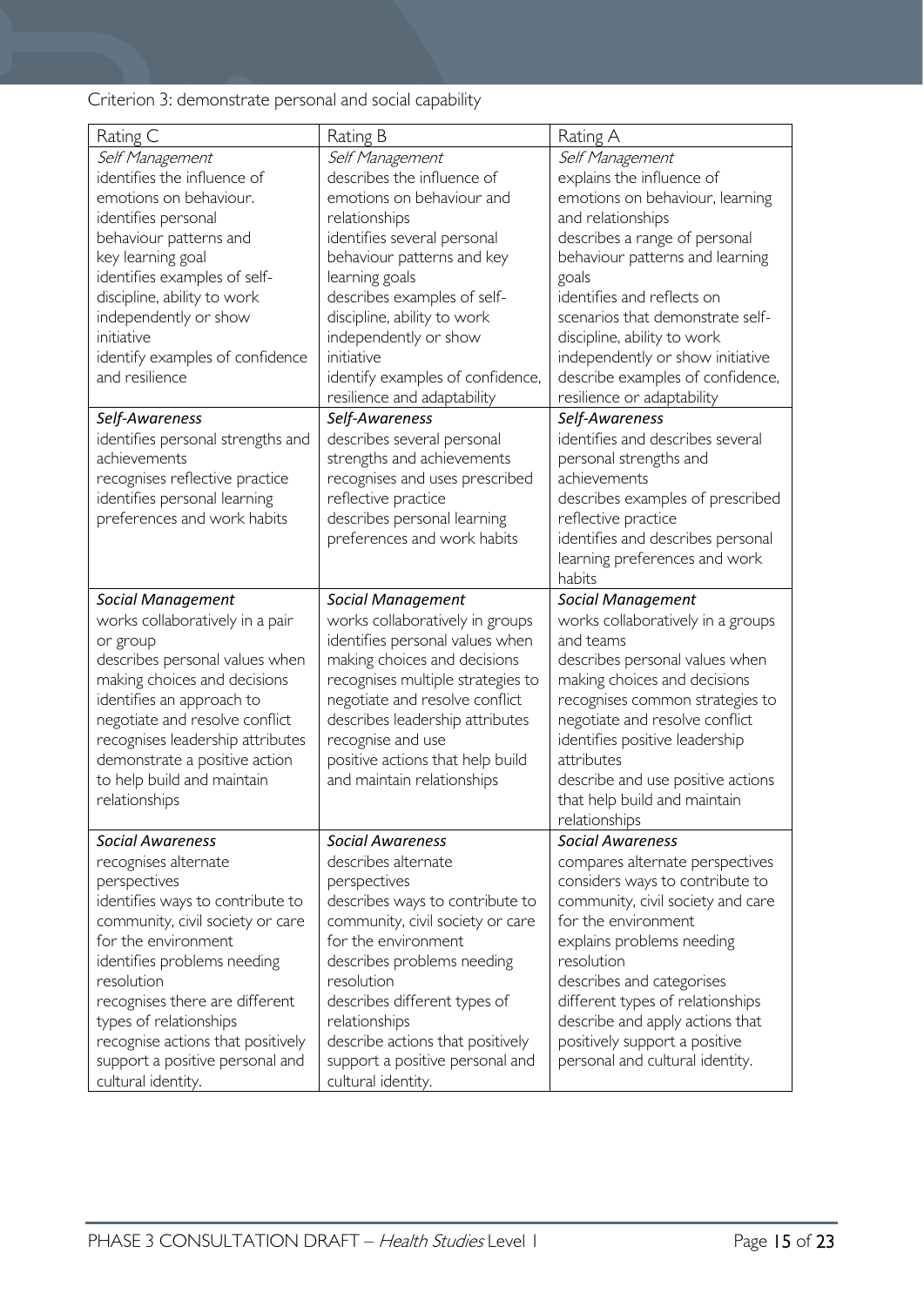Criterion 3: demonstrate personal and social capability

| Rating C | Rating B | Rating A |
| --- | --- | --- |
| *Self Management*<br>identifies the influence of emotions on behaviour.<br>identifies personal behaviour patterns and key learning goal<br>identifies examples of self-discipline, ability to work independently or show initiative<br>identify examples of confidence and resilience | *Self Management*<br>describes the influence of emotions on behaviour and relationships<br>identifies several personal behaviour patterns and key learning goals<br>describes examples of self-discipline, ability to work independently or show initiative<br>identify examples of confidence, resilience and adaptability | *Self Management*<br>explains the influence of emotions on behaviour, learning and relationships<br>describes a range of personal behaviour patterns and learning goals<br>identifies and reflects on scenarios that demonstrate self-discipline, ability to work independently or show initiative<br>describe examples of confidence, resilience or adaptability |
| *Self-Awareness*<br>identifies personal strengths and achievements<br>recognises reflective practice<br>identifies personal learning preferences and work habits | *Self-Awareness*<br>describes several personal strengths and achievements<br>recognises and uses prescribed reflective practice<br>describes personal learning preferences and work habits | *Self-Awareness*<br>identifies and describes several personal strengths and achievements<br>describes examples of prescribed reflective practice<br>identifies and describes personal learning preferences and work habits |
| *Social Management*<br>works collaboratively in a pair or group<br>describes personal values when making choices and decisions<br>identifies an approach to negotiate and resolve conflict<br>recognises leadership attributes<br>demonstrate a positive action to help build and maintain relationships | *Social Management*<br>works collaboratively in groups<br>identifies personal values when making choices and decisions<br>recognises multiple strategies to negotiate and resolve conflict<br>describes leadership attributes<br>recognise and use positive actions that help build and maintain relationships | *Social Management*<br>works collaboratively in a groups and teams<br>describes personal values when making choices and decisions<br>recognises common strategies to negotiate and resolve conflict<br>identifies positive leadership attributes<br>describe and use positive actions that help build and maintain relationships |
| *Social Awareness*<br>recognises alternate perspectives<br>identifies ways to contribute to community, civil society or care for the environment<br>identifies problems needing resolution<br>recognises there are different types of relationships<br>recognise actions that positively support a positive personal and cultural identity. | *Social Awareness*<br>describes alternate perspectives<br>describes ways to contribute to community, civil society or care for the environment<br>describes problems needing resolution<br>describes different types of relationships<br>describe actions that positively support a positive personal and cultural identity. | *Social Awareness*<br>compares alternate perspectives<br>considers ways to contribute to community, civil society and care for the environment<br>explains problems needing resolution<br>describes and categorises different types of relationships<br>describe and apply actions that positively support a positive personal and cultural identity. |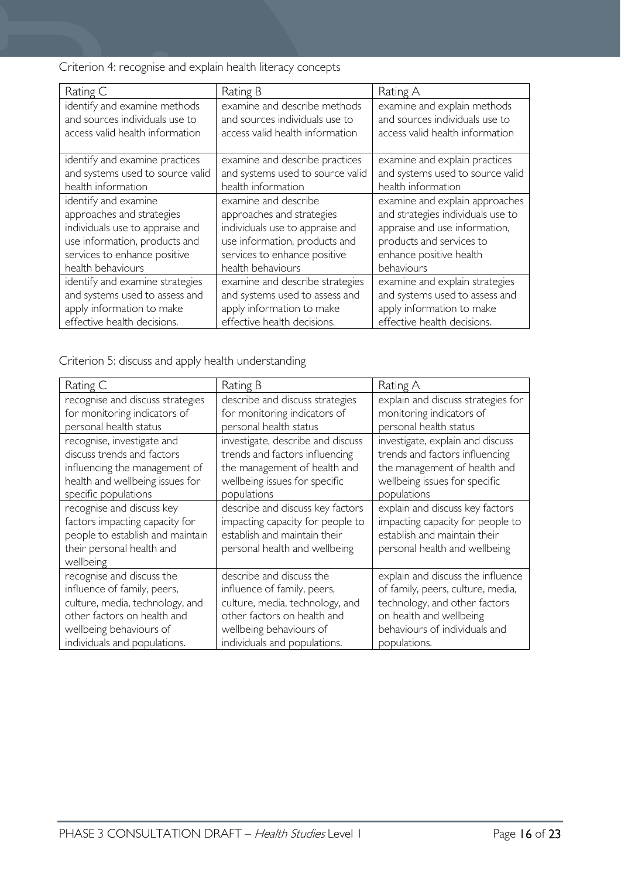Criterion 4: recognise and explain health literacy concepts

| Rating C | Rating B | Rating A |
|---|---|---|
| identify and examine methods and sources individuals use to access valid health information | examine and describe methods and sources individuals use to access valid health information | examine and explain methods and sources individuals use to access valid health information |
| identify and examine practices and systems used to source valid health information | examine and describe practices and systems used to source valid health information | examine and explain practices and systems used to source valid health information |
| identify and examine approaches and strategies individuals use to appraise and use information, products and services to enhance positive health behaviours | examine and describe approaches and strategies individuals use to appraise and use information, products and services to enhance positive health behaviours | examine and explain approaches and strategies individuals use to appraise and use information, products and services to enhance positive health behaviours |
| identify and examine strategies and systems used to assess and apply information to make effective health decisions. | examine and describe strategies and systems used to assess and apply information to make effective health decisions. | examine and explain strategies and systems used to assess and apply information to make effective health decisions. |

Criterion 5: discuss and apply health understanding

| Rating C | Rating B | Rating A |
|---|---|---|
| recognise and discuss strategies for monitoring indicators of personal health status | describe and discuss strategies for monitoring indicators of personal health status | explain and discuss strategies for monitoring indicators of personal health status |
| recognise, investigate and discuss trends and factors influencing the management of health and wellbeing issues for specific populations | investigate, describe and discuss trends and factors influencing the management of health and wellbeing issues for specific populations | investigate, explain and discuss trends and factors influencing the management of health and wellbeing issues for specific populations |
| recognise and discuss key factors impacting capacity for people to establish and maintain their personal health and wellbeing | describe and discuss key factors impacting capacity for people to establish and maintain their personal health and wellbeing | explain and discuss key factors impacting capacity for people to establish and maintain their personal health and wellbeing |
| recognise and discuss the influence of family, peers, culture, media, technology, and other factors on health and wellbeing behaviours of individuals and populations. | describe and discuss the influence of family, peers, culture, media, technology, and other factors on health and wellbeing behaviours of individuals and populations. | explain and discuss the influence of family, peers, culture, media, technology, and other factors on health and wellbeing behaviours of individuals and populations. |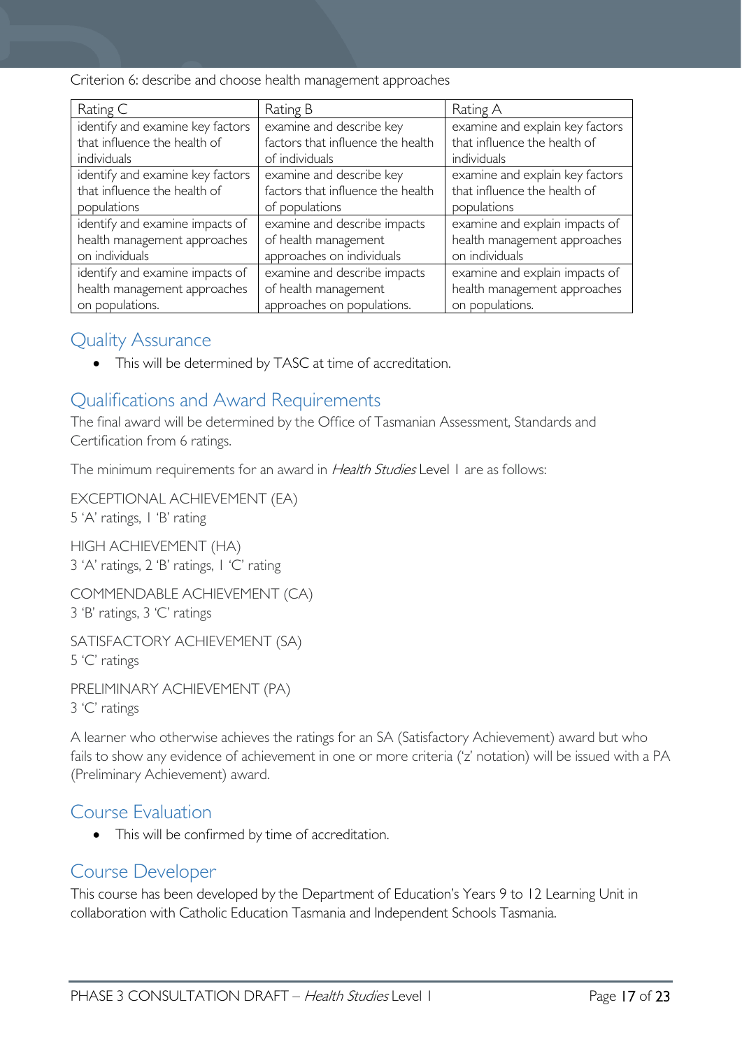Criterion 6: describe and choose health management approaches

| Rating C | Rating B | Rating A |
|---|---|---|
| identify and examine key factors that influence the health of individuals | examine and describe key factors that influence the health of individuals | examine and explain key factors that influence the health of individuals |
| identify and examine key factors that influence the health of populations | examine and describe key factors that influence the health of populations | examine and explain key factors that influence the health of populations |
| identify and examine impacts of health management approaches on individuals | examine and describe impacts of health management approaches on individuals | examine and explain impacts of health management approaches on individuals |
| identify and examine impacts of health management approaches on populations. | examine and describe impacts of health management approaches on populations. | examine and explain impacts of health management approaches on populations. |

## Quality Assurance

- This will be determined by TASC at time of accreditation.

## Qualifications and Award Requirements

The final award will be determined by the Office of Tasmanian Assessment, Standards and Certification from 6 ratings.

The minimum requirements for an award in *Health Studies* Level 1 are as follows:

EXCEPTIONAL ACHIEVEMENT (EA)
5 'A' ratings, 1 'B' rating

HIGH ACHIEVEMENT (HA)
3 'A' ratings, 2 'B' ratings, 1 'C' rating

COMMENDABLE ACHIEVEMENT (CA)
3 'B' ratings, 3 'C' ratings

SATISFACTORY ACHIEVEMENT (SA)
5 'C' ratings

PRELIMINARY ACHIEVEMENT (PA)
3 'C' ratings

A learner who otherwise achieves the ratings for an SA (Satisfactory Achievement) award but who fails to show any evidence of achievement in one or more criteria ('z' notation) will be issued with a PA (Preliminary Achievement) award.

## Course Evaluation

- This will be confirmed by time of accreditation.

## Course Developer

This course has been developed by the Department of Education's Years 9 to 12 Learning Unit in collaboration with Catholic Education Tasmania and Independent Schools Tasmania.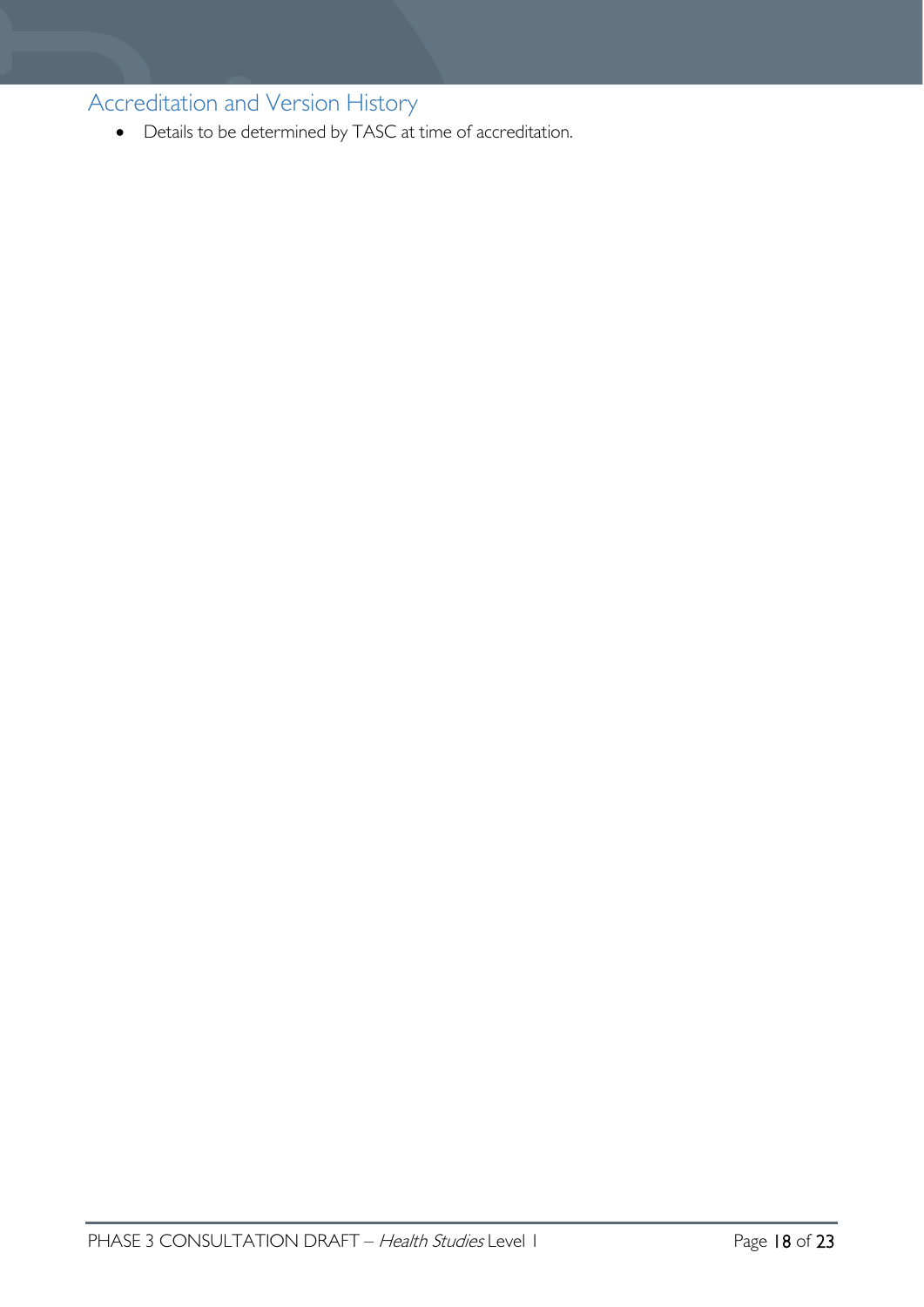## Accreditation and Version History

- Details to be determined by TASC at time of accreditation.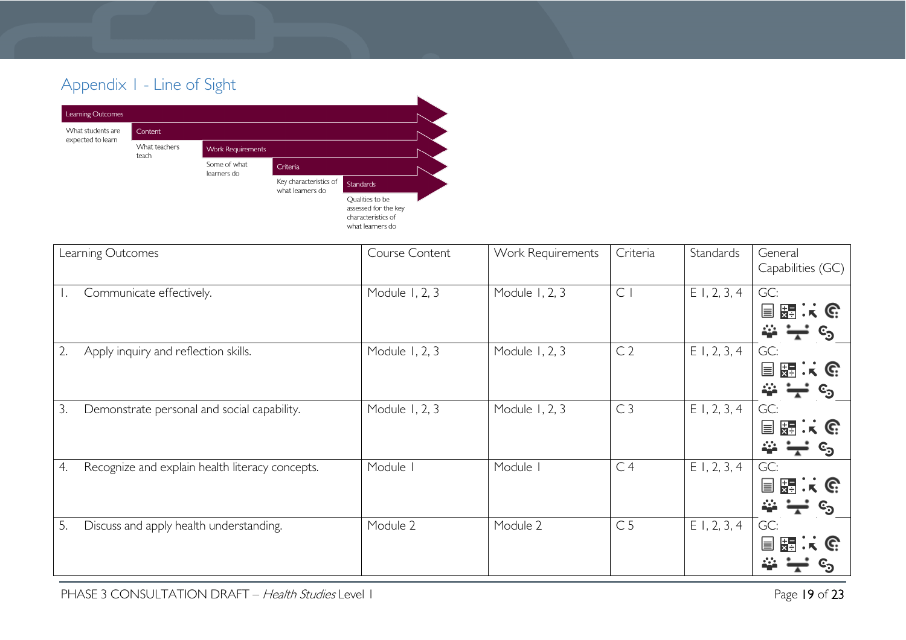# Appendix 1 - Line of Sight

Learning Outcomes — What students are expected to learn

Content — What teachers teach

Work Requirements — Some of what learners do

Criteria — Key characteristics of what learners do

Standards — Qualities to be assessed for the key characteristics of what learners do

| Learning Outcomes | Course Content | Work Requirements | Criteria | Standards | General Capabilities (GC) |
|---|---|---|---|---|---|
| 1. Communicate effectively. | Module 1, 2, 3 | Module 1, 2, 3 | C 1 | E 1, 2, 3, 4 | GC: |
| 2. Apply inquiry and reflection skills. | Module 1, 2, 3 | Module 1, 2, 3 | C 2 | E 1, 2, 3, 4 | GC: |
| 3. Demonstrate personal and social capability. | Module 1, 2, 3 | Module 1, 2, 3 | C 3 | E 1, 2, 3, 4 | GC: |
| 4. Recognize and explain health literacy concepts. | Module 1 | Module 1 | C 4 | E 1, 2, 3, 4 | GC: |
| 5. Discuss and apply health understanding. | Module 2 | Module 2 | C 5 | E 1, 2, 3, 4 | GC: |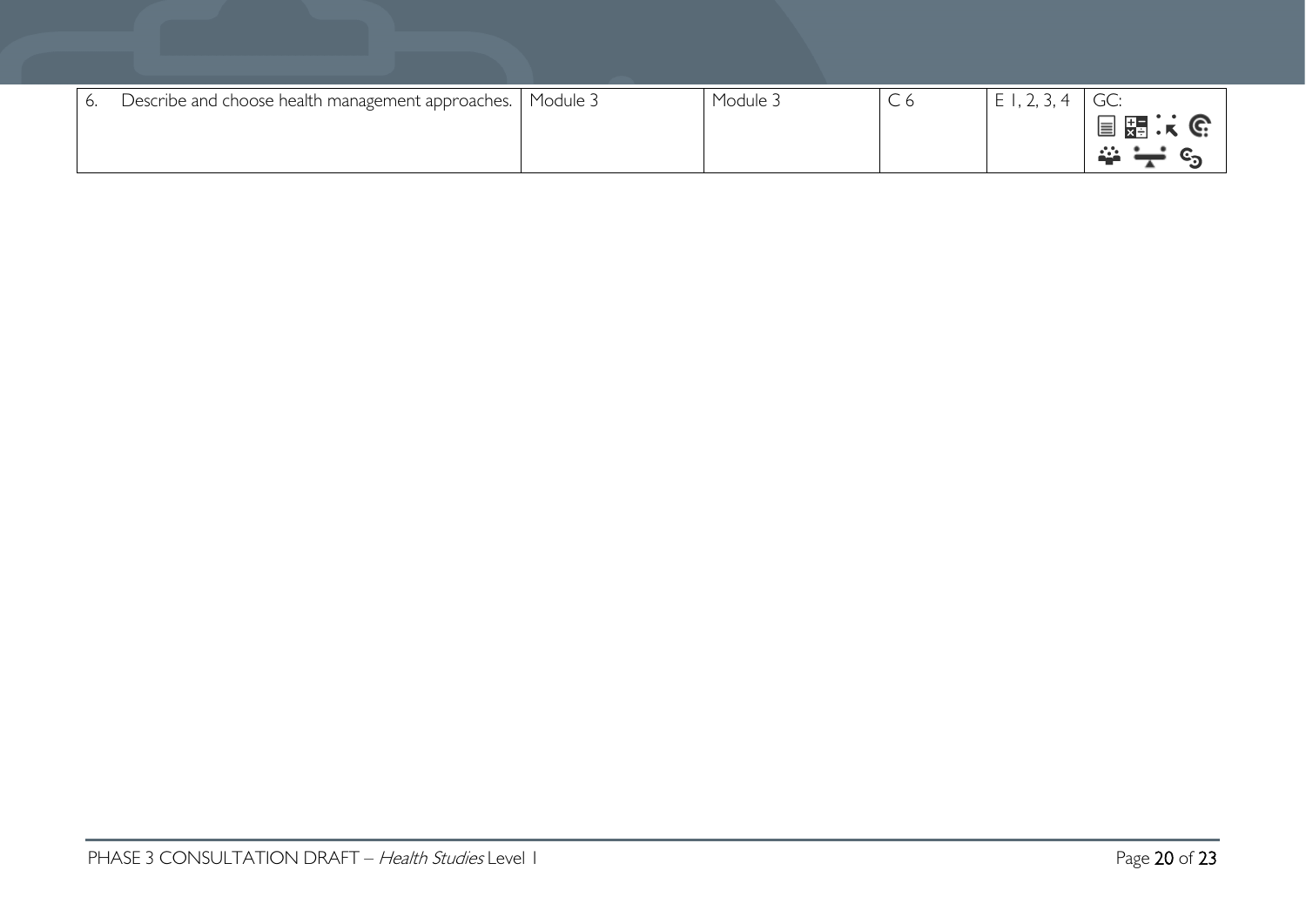| 6. Describe and choose health management approaches. | Module 3 | Module 3 | C 6 | E 1, 2, 3, 4 | GC: |
| --- | --- | --- | --- | --- | --- |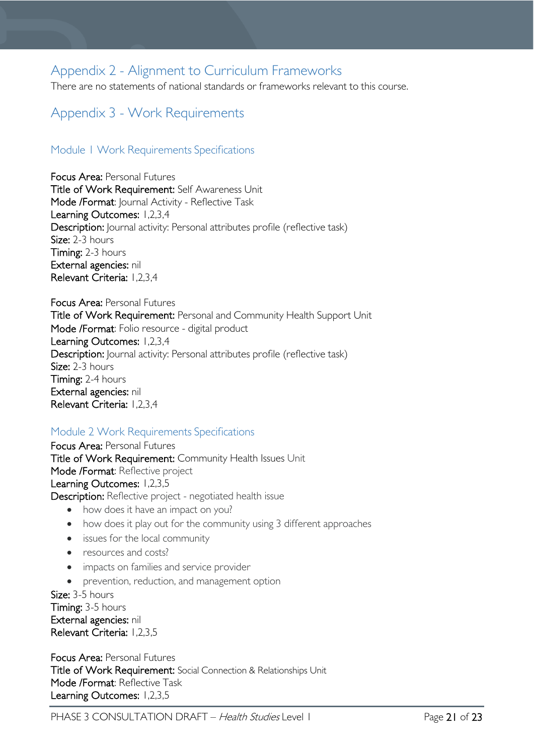## Appendix 2 - Alignment to Curriculum Frameworks

There are no statements of national standards or frameworks relevant to this course.

## Appendix 3 - Work Requirements

### Module 1 Work Requirements Specifications

**Focus Area:** Personal Futures
**Title of Work Requirement:** Self Awareness Unit
**Mode /Format**: Journal Activity - Reflective Task
**Learning Outcomes:** 1,2,3,4
**Description:** Journal activity: Personal attributes profile (reflective task)
**Size:** 2-3 hours
**Timing:** 2-3 hours
**External agencies:** nil
**Relevant Criteria:** 1,2,3,4

**Focus Area:** Personal Futures
**Title of Work Requirement:** Personal and Community Health Support Unit
**Mode /Format**: Folio resource - digital product
**Learning Outcomes:** 1,2,3,4
**Description:** Journal activity: Personal attributes profile (reflective task)
**Size:** 2-3 hours
**Timing:** 2-4 hours
**External agencies:** nil
**Relevant Criteria:** 1,2,3,4

### Module 2 Work Requirements Specifications

**Focus Area:** Personal Futures
**Title of Work Requirement:** Community Health Issues Unit
**Mode /Format**: Reflective project
**Learning Outcomes:** 1,2,3,5
**Description:** Reflective project - negotiated health issue

- how does it have an impact on you?
- how does it play out for the community using 3 different approaches
- issues for the local community
- resources and costs?
- impacts on families and service provider
- prevention, reduction, and management option

**Size:** 3-5 hours
**Timing:** 3-5 hours
**External agencies:** nil
**Relevant Criteria:** 1,2,3,5

**Focus Area:** Personal Futures
**Title of Work Requirement:** Social Connection & Relationships Unit
**Mode /Format**: Reflective Task
**Learning Outcomes:** 1,2,3,5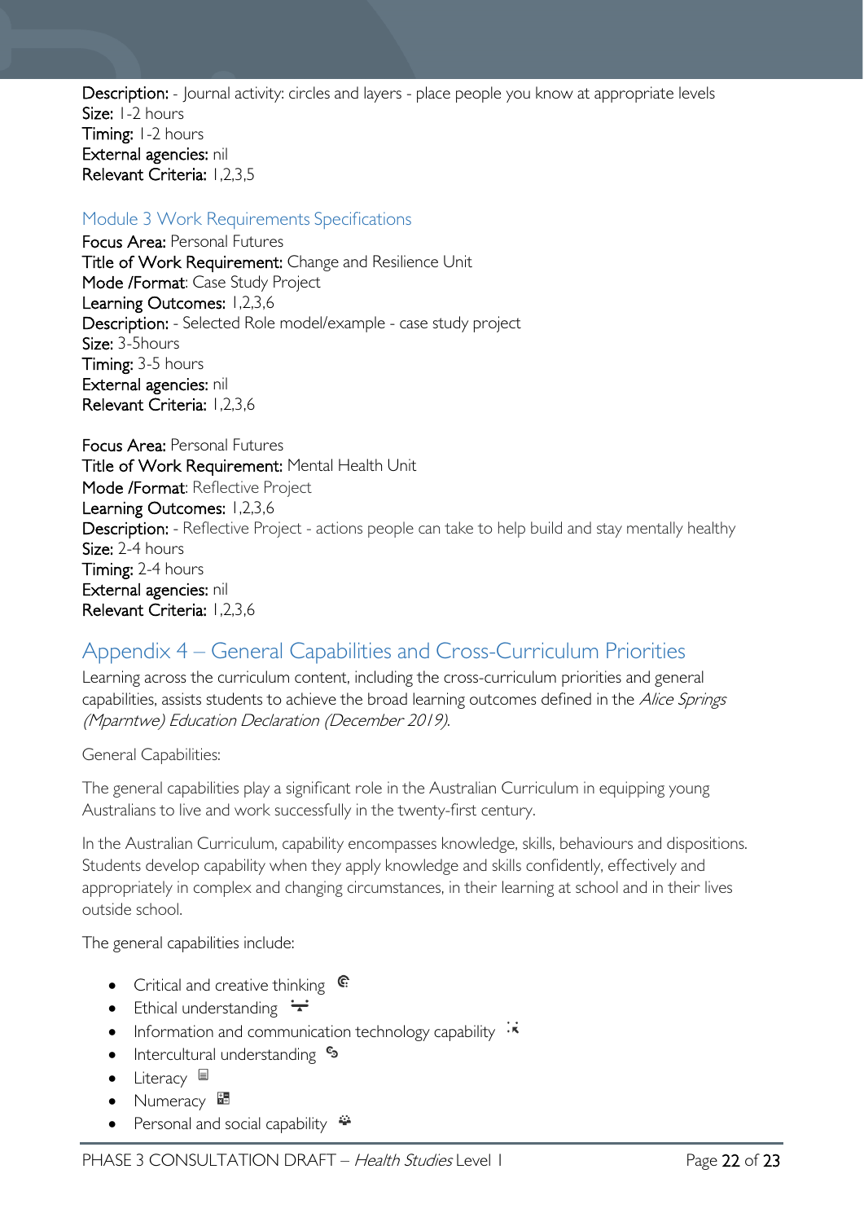**Description:** - Journal activity: circles and layers - place people you know at appropriate levels
**Size:** 1-2 hours
**Timing:** 1-2 hours
**External agencies:** nil
**Relevant Criteria:** 1,2,3,5

### Module 3 Work Requirements Specifications

**Focus Area:** Personal Futures
**Title of Work Requirement:** Change and Resilience Unit
**Mode /Format**: Case Study Project
**Learning Outcomes:** 1,2,3,6
**Description:** - Selected Role model/example - case study project
**Size:** 3-5hours
**Timing:** 3-5 hours
**External agencies:** nil
**Relevant Criteria:** 1,2,3,6

**Focus Area:** Personal Futures
**Title of Work Requirement:** Mental Health Unit
**Mode /Format**: Reflective Project
**Learning Outcomes:** 1,2,3,6
**Description:** - Reflective Project - actions people can take to help build and stay mentally healthy
**Size:** 2-4 hours
**Timing:** 2-4 hours
**External agencies:** nil
**Relevant Criteria:** 1,2,3,6

## Appendix 4 – General Capabilities and Cross-Curriculum Priorities

Learning across the curriculum content, including the cross-curriculum priorities and general capabilities, assists students to achieve the broad learning outcomes defined in the *Alice Springs (Mparntwe) Education Declaration (December 2019)*.

General Capabilities:

The general capabilities play a significant role in the Australian Curriculum in equipping young Australians to live and work successfully in the twenty-first century.

In the Australian Curriculum, capability encompasses knowledge, skills, behaviours and dispositions. Students develop capability when they apply knowledge and skills confidently, effectively and appropriately in complex and changing circumstances, in their learning at school and in their lives outside school.

The general capabilities include:

- Critical and creative thinking
- Ethical understanding
- Information and communication technology capability
- Intercultural understanding
- Literacy
- Numeracy
- Personal and social capability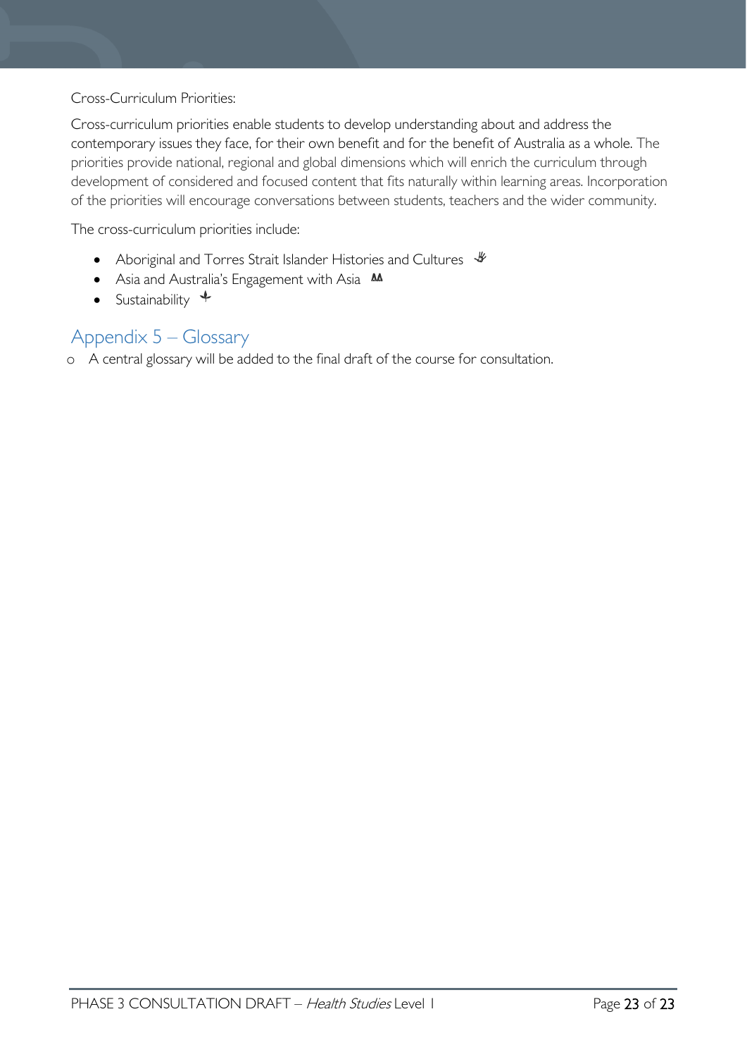Cross-Curriculum Priorities:

Cross-curriculum priorities enable students to develop understanding about and address the contemporary issues they face, for their own benefit and for the benefit of Australia as a whole. The priorities provide national, regional and global dimensions which will enrich the curriculum through development of considered and focused content that fits naturally within learning areas. Incorporation of the priorities will encourage conversations between students, teachers and the wider community.

The cross-curriculum priorities include:

- Aboriginal and Torres Strait Islander Histories and Cultures
- Asia and Australia's Engagement with Asia
- Sustainability

## Appendix 5 – Glossary

- A central glossary will be added to the final draft of the course for consultation.